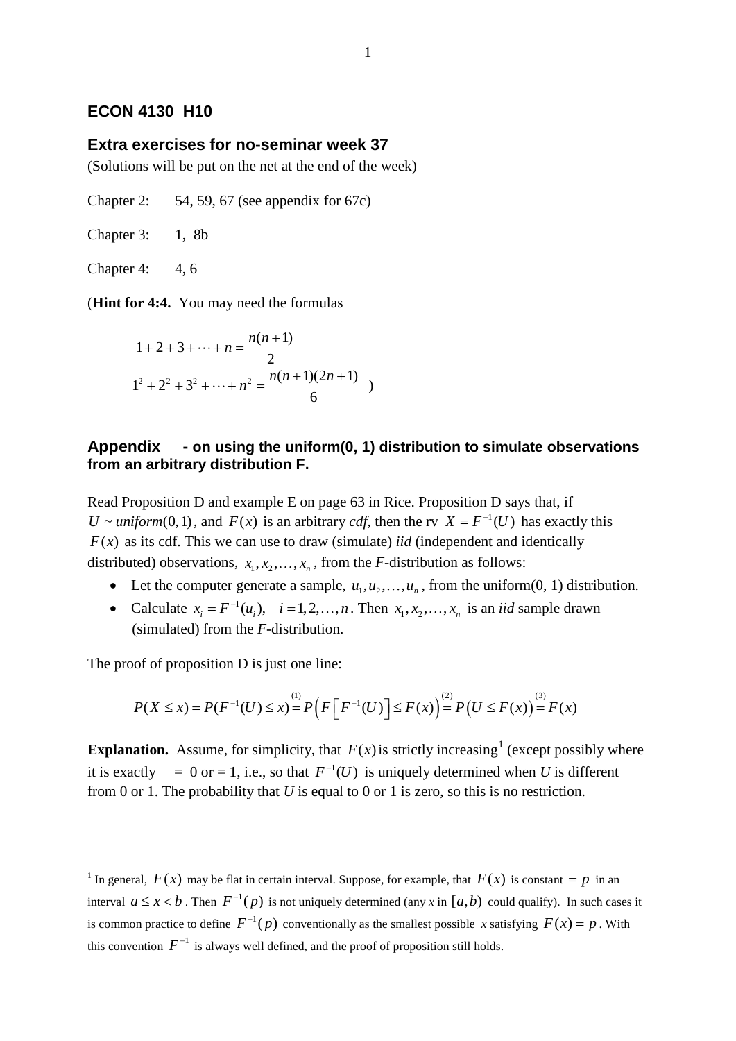# ECON 4130 H10

## Extra exercises for no-seminar week 37

(Solutions will be put on the net at the end of the week)

Chapter 2: 54, 59, 67 (see appendix for 67c)

Chapter 3: 1, 8b

Chapter 4: 4, 6

(**Hint for 4:4.** You may need the formulas

$$1+2+3+\cdots+n=\frac{n(n+1)}{2}$$
$$1^2+2^2+3^2+\cdots+n^2=\frac{n(n+1)(2n+1)}{6}$$
)

## Appendix - on using the uniform(0, 1) distribution to simulate observations from an arbitrary distribution F.

Read Proposition D and example E on page 63 in Rice. Proposition D says that, if $U \sim uniform(0,1)$, and $F(x)$ is an arbitrary *cdf*, then the rv $X = F^{-1}(U)$ has exactly this $F(x)$ as its cdf. This we can use to draw (simulate) *iid* (independent and identically distributed) observations, $x_1, x_2, \ldots, x_n$, from the *F*-distribution as follows:

- Let the computer generate a sample, $u_1, u_2, \ldots, u_n$, from the uniform(0, 1) distribution.
- Calculate $x_i = F^{-1}(u_i), \quad i = 1, 2, \ldots, n$. Then $x_1, x_2, \ldots, x_n$ is an *iid* sample drawn (simulated) from the *F*-distribution.

The proof of proposition D is just one line:

$$P(X \le x) = P(F^{-1}(U) \le x) \overset{(1)}{=} P\left(F\left[F^{-1}(U)\right] \le F(x)\right) \overset{(2)}{=} P\left(U \le F(x)\right) \overset{(3)}{=} F(x)$$

**Explanation.** Assume, for simplicity, that $F(x)$ is strictly increasing[1] (except possibly where it is exactly = 0 or = 1, i.e., so that $F^{-1}(U)$ is uniquely determined when *U* is different from 0 or 1. The probability that *U* is equal to 0 or 1 is zero, so this is no restriction.

---

[1] In general, $F(x)$ may be flat in certain interval. Suppose, for example, that $F(x)$ is constant $= p$ in an interval $a \le x < b$. Then $F^{-1}(p)$ is not uniquely determined (any *x* in $[a, b)$ could qualify). In such cases it is common practice to define $F^{-1}(p)$ conventionally as the smallest possible *x* satisfying $F(x) = p$. With this convention $F^{-1}$ is always well defined, and the proof of proposition still holds.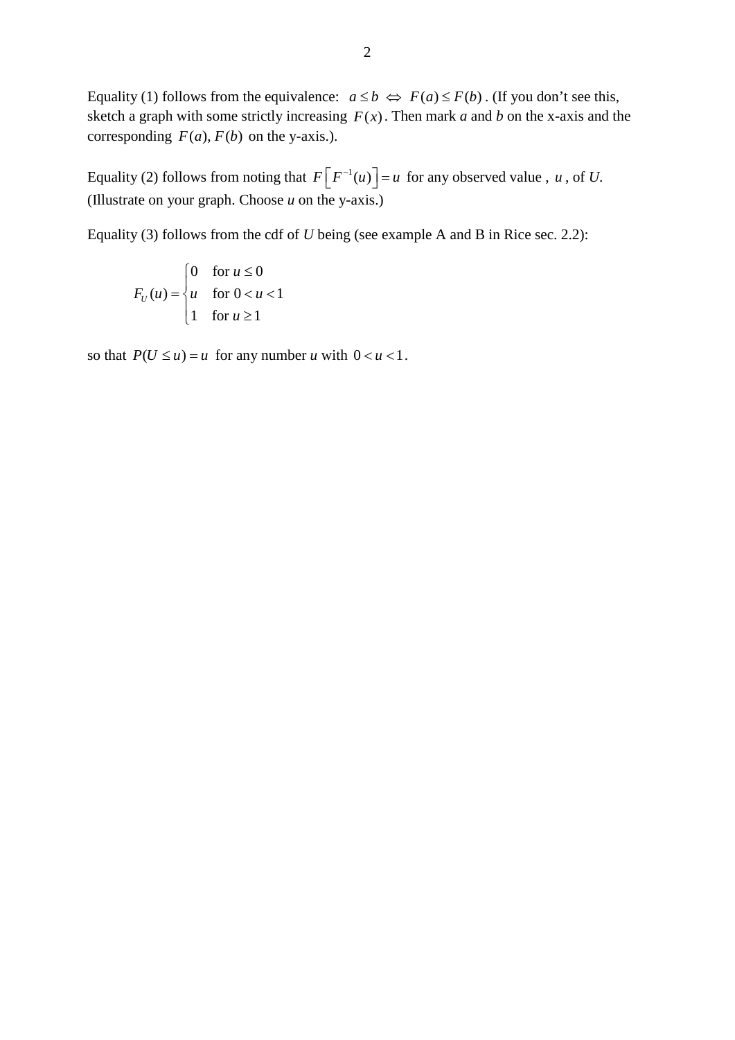Equality (1) follows from the equivalence: $a \le b \iff F(a) \le F(b)$. (If you don't see this, sketch a graph with some strictly increasing $F(x)$. Then mark *a* and *b* on the x-axis and the corresponding $F(a), F(b)$ on the y-axis.).

Equality (2) follows from noting that $F\left[F^{-1}(u)\right] = u$ for any observed value , $u$ , of *U*. (Illustrate on your graph. Choose *u* on the y-axis.)

Equality (3) follows from the cdf of *U* being (see example A and B in Rice sec. 2.2):

$$F_U(u) = \begin{cases} 0 & \text{for } u \le 0 \\ u & \text{for } 0 < u < 1 \\ 1 & \text{for } u \ge 1 \end{cases}$$

so that $P(U \le u) = u$ for any number *u* with $0 < u < 1$.